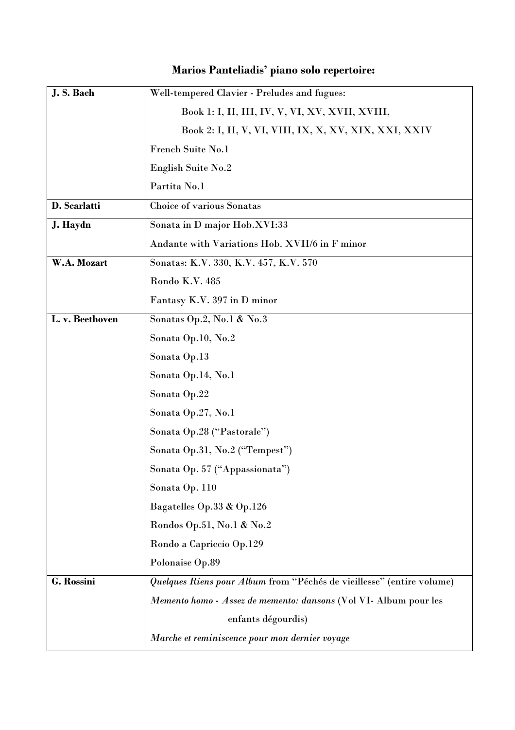**Marios Panteliadis' piano solo repertoire:**

| | |
|---|---|
| **J. S. Bach** | Well-tempered Clavier - Preludes and fugues:<br>Book 1: I, II, III, IV, V, VI, XV, XVII, XVIII,<br>Book 2: I, II, V, VI, VIII, IX, X, XV, XIX, XXI, XXIV<br>French Suite No.1<br>English Suite No.2<br>Partita No.1 |
| **D. Scarlatti** | Choice of various Sonatas |
| **J. Haydn** | Sonata in D major Hob.XVI:33<br>Andante with Variations Hob. XVII/6 in F minor |
| **W.A. Mozart** | Sonatas: K.V. 330, K.V. 457, K.V. 570<br>Rondo K.V. 485<br>Fantasy K.V. 397 in D minor |
| **L. v. Beethoven** | Sonatas Op.2, No.1 & No.3<br>Sonata Op.10, No.2<br>Sonata Op.13<br>Sonata Op.14, No.1<br>Sonata Op.22<br>Sonata Op.27, No.1<br>Sonata Op.28 ("Pastorale")<br>Sonata Op.31, No.2 ("Tempest")<br>Sonata Op. 57 ("Appassionata")<br>Sonata Op. 110<br>Bagatelles Op.33 & Op.126<br>Rondos Op.51, No.1 & No.2<br>Rondo a Capriccio Op.129<br>Polonaise Op.89 |
| **G. Rossini** | *Quelques Riens pour Album* from "Péchés de vieillesse" (entire volume)<br>*Memento homo - Assez de memento: dansons* (Vol VI- Album pour les enfants dégourdis)<br>*Marche et reminiscence pour mon dernier voyage* |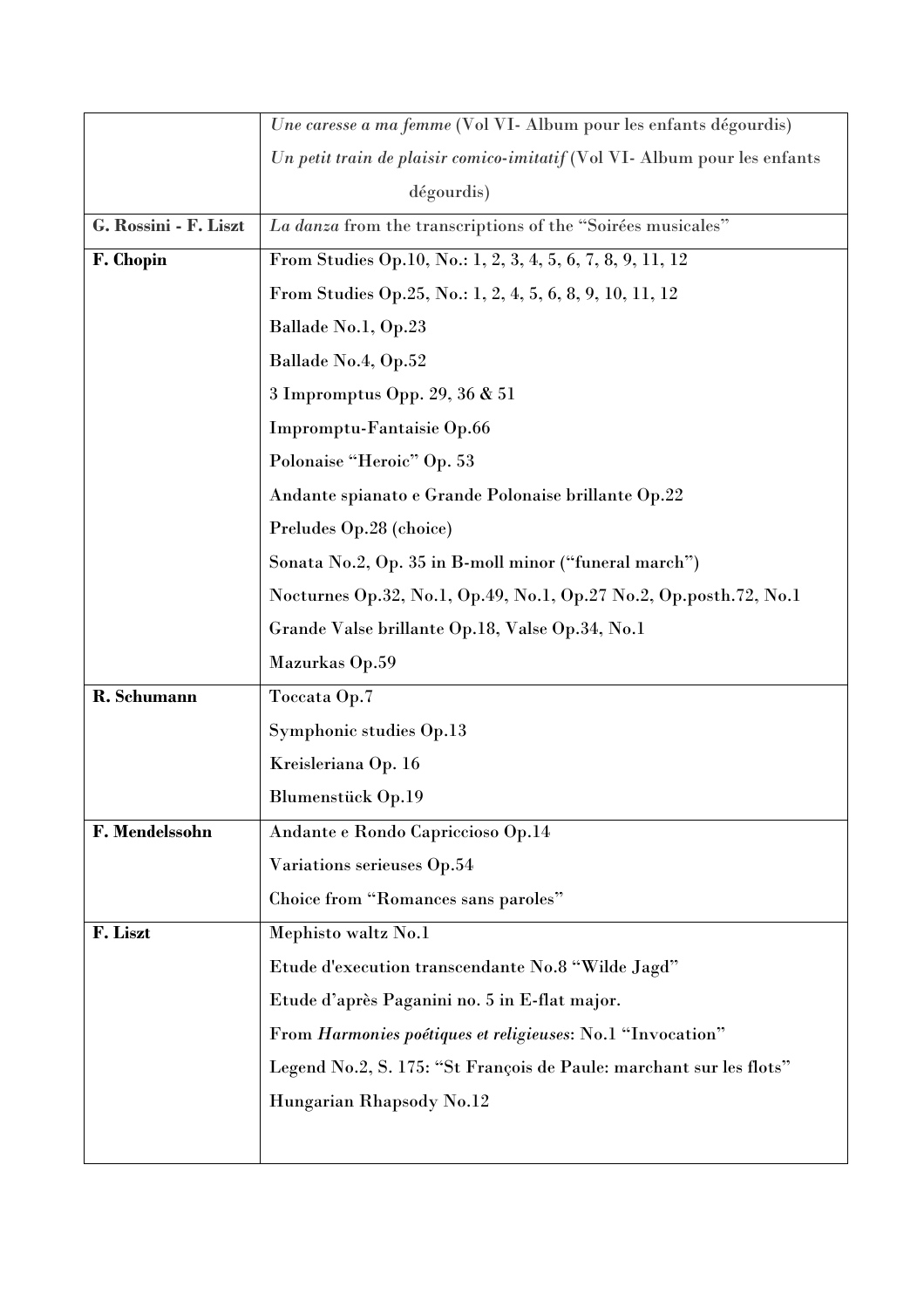| | |
|---|---|
| | *Une caresse a ma femme* (Vol VI- Album pour les enfants dégourdis)<br>*Un petit train de plaisir comico-imitatif* (Vol VI- Album pour les enfants dégourdis) |
| **G. Rossini - F. Liszt** | *La danza* from the transcriptions of the "Soirées musicales" |
| **F. Chopin** | From Studies Op.10, No.: 1, 2, 3, 4, 5, 6, 7, 8, 9, 11, 12<br>From Studies Op.25, No.: 1, 2, 4, 5, 6, 8, 9, 10, 11, 12<br>Ballade No.1, Op.23<br>Ballade No.4, Op.52<br>3 Impromptus Opp. 29, 36 & 51<br>Impromptu-Fantaisie Op.66<br>Polonaise "Heroic" Op. 53<br>Andante spianato e Grande Polonaise brillante Op.22<br>Preludes Op.28 (choice)<br>Sonata No.2, Op. 35 in B-moll minor ("funeral march")<br>Nocturnes Op.32, No.1, Op.49, No.1, Op.27 No.2, Op.posth.72, No.1<br>Grande Valse brillante Op.18, Valse Op.34, No.1<br>Mazurkas Op.59 |
| **R. Schumann** | Toccata Op.7<br>Symphonic studies Op.13<br>Kreisleriana Op. 16<br>Blumenstück Op.19 |
| **F. Mendelssohn** | Andante e Rondo Capriccioso Op.14<br>Variations serieuses Op.54<br>Choice from "Romances sans paroles" |
| **F. Liszt** | Mephisto waltz No.1<br>Etude d'execution transcendante No.8 "Wilde Jagd"<br>Etude d'après Paganini no. 5 in E-flat major.<br>From *Harmonies poétiques et religieuses*: No.1 "Invocation"<br>Legend No.2, S. 175: "St François de Paule: marchant sur les flots"<br>Hungarian Rhapsody No.12 |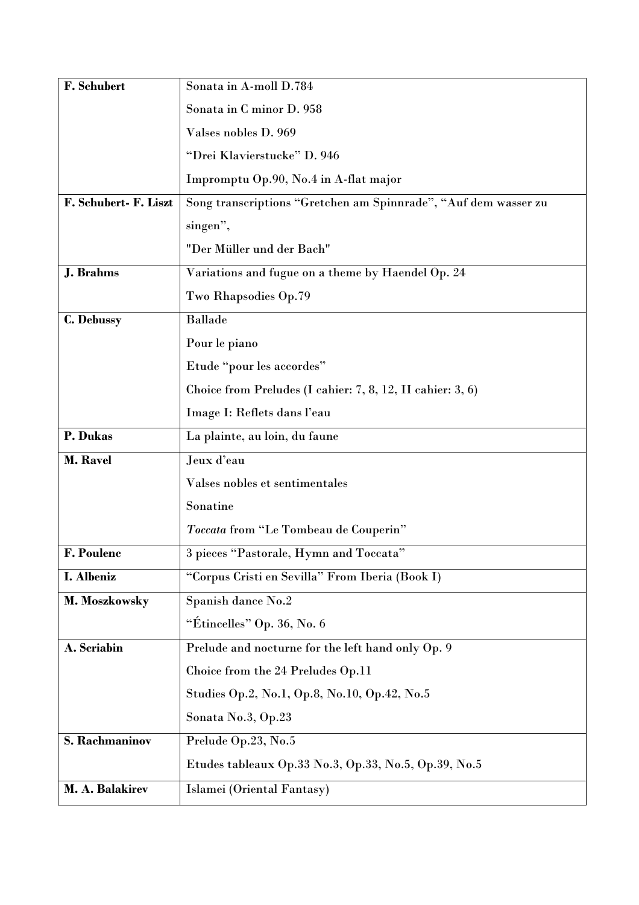| | |
|---|---|
| **F. Schubert** | Sonata in A-moll D.784<br>Sonata in C minor D. 958<br>Valses nobles D. 969<br>"Drei Klavierstucke" D. 946<br>Impromptu Op.90, No.4 in A-flat major |
| **F. Schubert- F. Liszt** | Song transcriptions "Gretchen am Spinnrade", "Auf dem wasser zu singen",<br>"Der Müller und der Bach" |
| **J. Brahms** | Variations and fugue on a theme by Haendel Op. 24<br>Two Rhapsodies Op.79 |
| **C. Debussy** | Ballade<br>Pour le piano<br>Etude "pour les accordes"<br>Choice from Preludes (I cahier: 7, 8, 12, II cahier: 3, 6)<br>Image I: Reflets dans l'eau |
| **P. Dukas** | La plainte, au loin, du faune |
| **M. Ravel** | Jeux d'eau<br>Valses nobles et sentimentales<br>Sonatine<br>*Toccata* from "Le Tombeau de Couperin" |
| **F. Poulenc** | 3 pieces "Pastorale, Hymn and Toccata" |
| **I. Albeniz** | "Corpus Cristi en Sevilla" From Iberia (Book I) |
| **M. Moszkowsky** | Spanish dance No.2<br>"Étincelles" Op. 36, No. 6 |
| **A. Scriabin** | Prelude and nocturne for the left hand only Op. 9<br>Choice from the 24 Preludes Op.11<br>Studies Op.2, No.1, Op.8, No.10, Op.42, No.5<br>Sonata No.3, Op.23 |
| **S. Rachmaninov** | Prelude Op.23, No.5<br>Etudes tableaux Op.33 No.3, Op.33, No.5, Op.39, No.5 |
| **M. A. Balakirev** | Islamei (Oriental Fantasy) |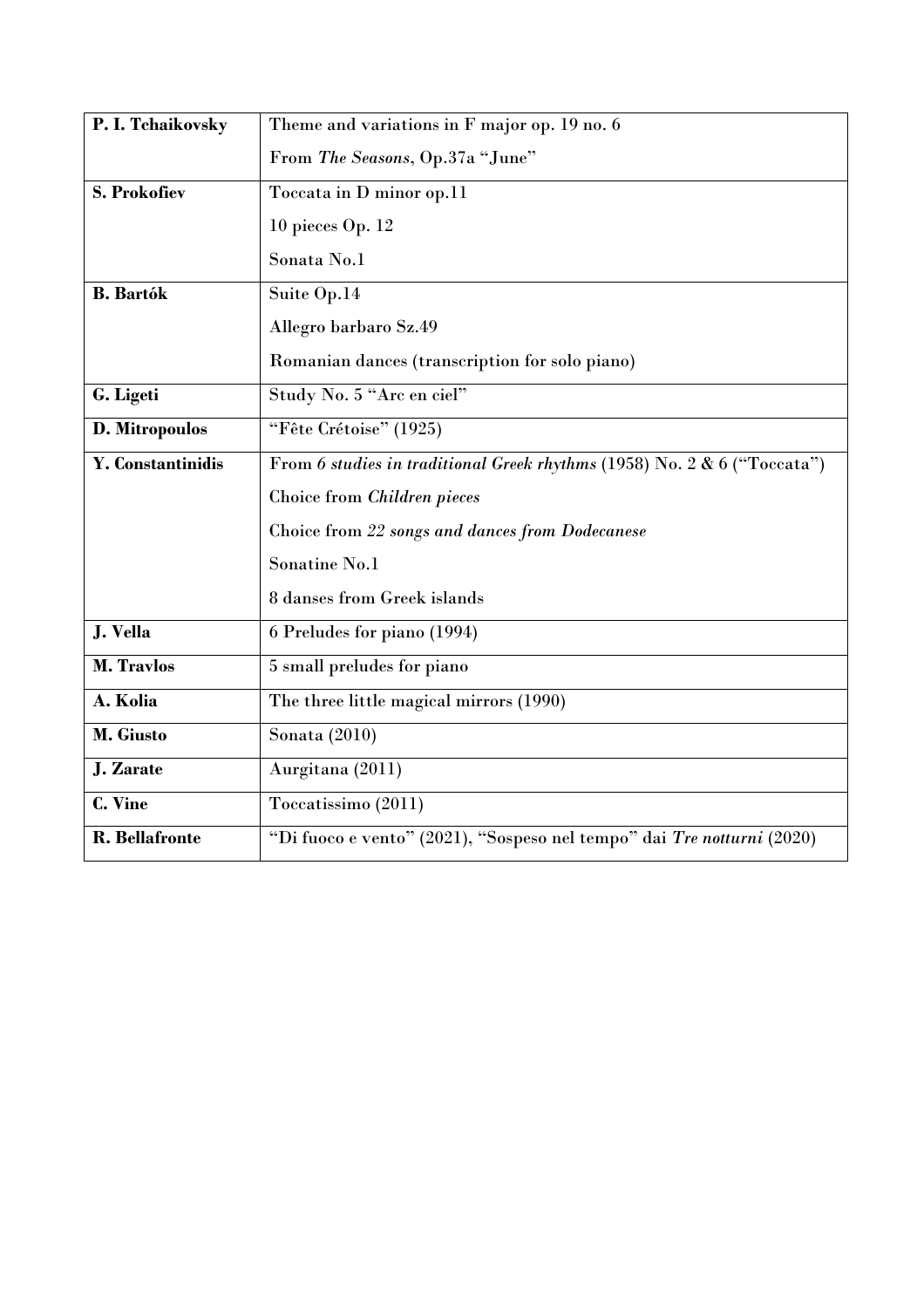| | |
|---|---|
| **P. I. Tchaikovsky** | Theme and variations in F major op. 19 no. 6<br>From *The Seasons*, Op.37a "June" |
| **S. Prokofiev** | Toccata in D minor op.11<br>10 pieces Op. 12<br>Sonata No.1 |
| **B. Bartók** | Suite Op.14<br>Allegro barbaro Sz.49<br>Romanian dances (transcription for solo piano) |
| **G. Ligeti** | Study No. 5 "Arc en ciel" |
| **D. Mitropoulos** | "Fête Crétoise" (1925) |
| **Y. Constantinidis** | From *6 studies in traditional Greek rhythms* (1958) No. 2 & 6 ("Toccata")<br>Choice from *Children pieces*<br>Choice from *22 songs and dances from Dodecanese*<br>Sonatine No.1<br>8 danses from Greek islands |
| **J. Vella** | 6 Preludes for piano (1994) |
| **M. Travlos** | 5 small preludes for piano |
| **A. Kolia** | The three little magical mirrors (1990) |
| **M. Giusto** | Sonata (2010) |
| **J. Zarate** | Aurgitana (2011) |
| **C. Vine** | Toccatissimo (2011) |
| **R. Bellafronte** | "Di fuoco e vento" (2021), "Sospeso nel tempo" dai *Tre notturni* (2020) |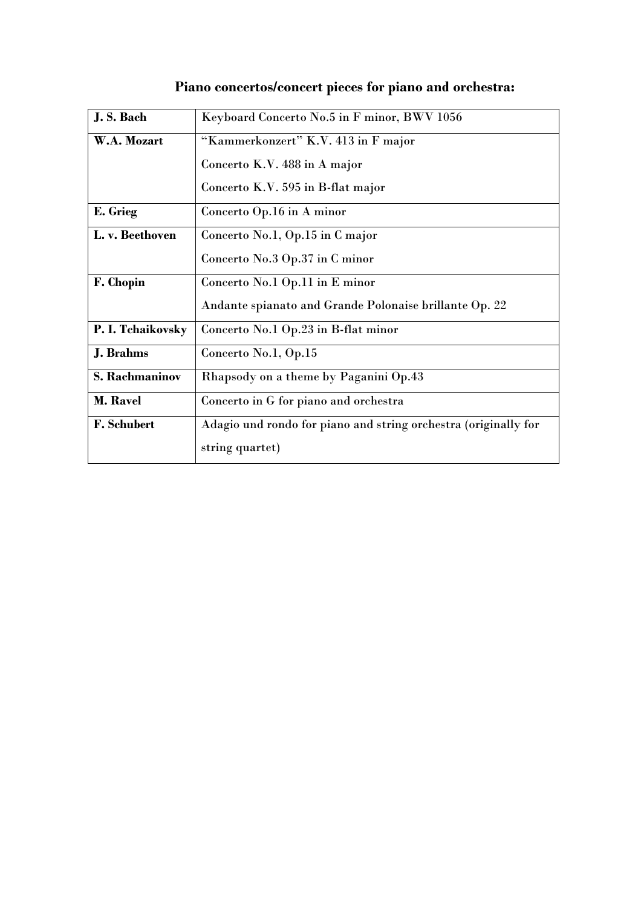## Piano concertos/concert pieces for piano and orchestra:

| | |
|---|---|
| **J. S. Bach** | Keyboard Concerto No.5 in F minor, BWV 1056 |
| **W.A. Mozart** | "Kammerkonzert" K.V. 413 in F major<br>Concerto K.V. 488 in A major<br>Concerto K.V. 595 in B-flat major |
| **E. Grieg** | Concerto Op.16 in A minor |
| **L. v. Beethoven** | Concerto No.1, Op.15 in C major<br>Concerto No.3 Op.37 in C minor |
| **F. Chopin** | Concerto No.1 Op.11 in E minor<br>Andante spianato and Grande Polonaise brillante Op. 22 |
| **P. I. Tchaikovsky** | Concerto No.1 Op.23 in B-flat minor |
| **J. Brahms** | Concerto No.1, Op.15 |
| **S. Rachmaninov** | Rhapsody on a theme by Paganini Op.43 |
| **M. Ravel** | Concerto in G for piano and orchestra |
| **F. Schubert** | Adagio und rondo for piano and string orchestra (originally for string quartet) |